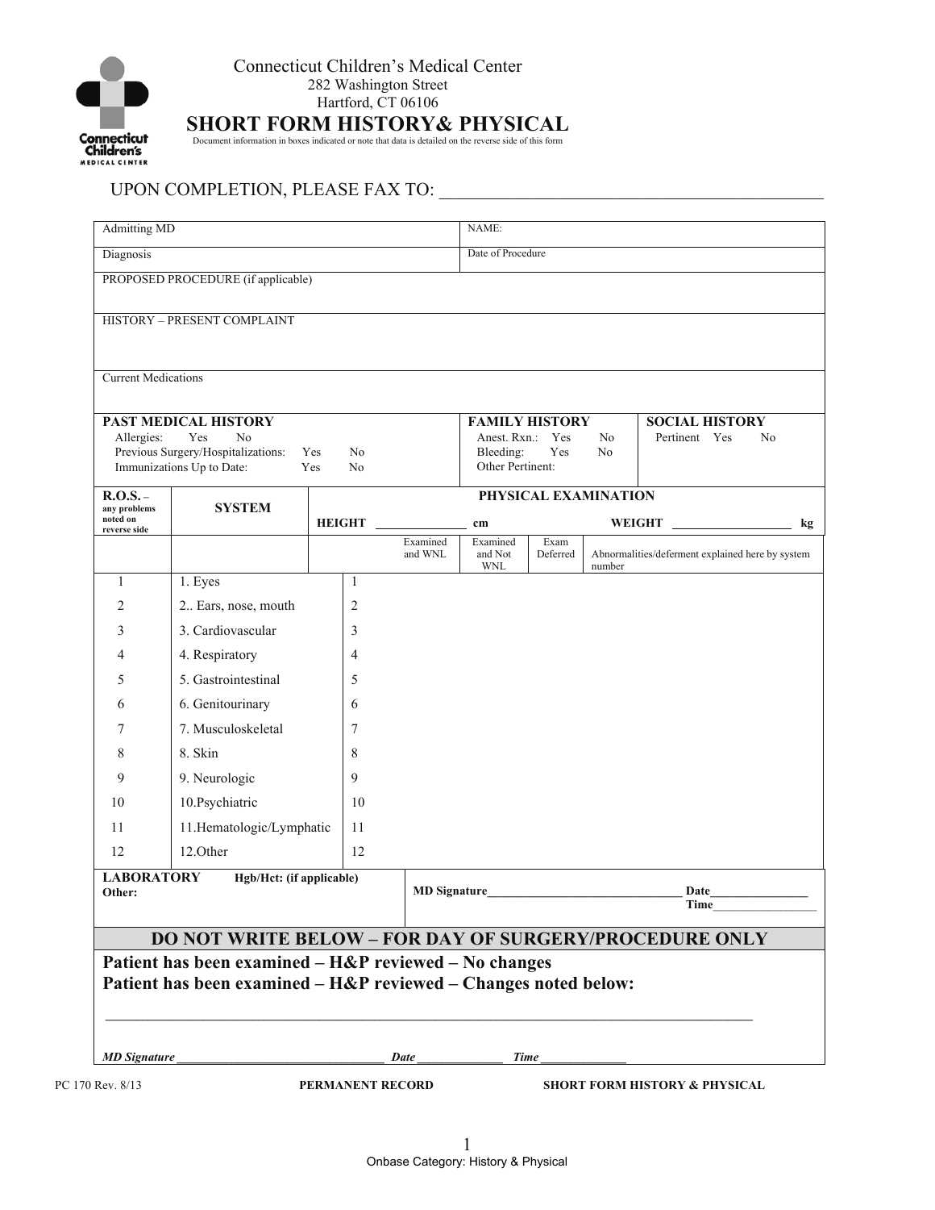Connecticut Children's Medical Center
282 Washington Street
Hartford, CT 06106

# SHORT FORM HISTORY& PHYSICAL

Document information in boxes indicated or note that data is detailed on the reverse side of this form

UPON COMPLETION, PLEASE FAX TO: ___________________________________________

| Admitting MD | NAME: |
|---|---|
| Diagnosis | Date of Procedure |

PROPOSED PROCEDURE (if applicable)

HISTORY – PRESENT COMPLAINT

Current Medications

| **PAST MEDICAL HISTORY** | **FAMILY HISTORY** | **SOCIAL HISTORY** |
|---|---|---|
| Allergies: Yes No | Anest. Rxn.: Yes No | Pertinent Yes No |
| Previous Surgery/Hospitalizations: Yes No | Bleeding: Yes No | |
| Immunizations Up to Date: Yes No | Other Pertinent: | |

| **R.O.S. –** any problems noted on reverse side | **SYSTEM** | **PHYSICAL EXAMINATION** HEIGHT _____________ cm | | | WEIGHT _________________ kg |
|---|---|---|---|---|---|
| | | Examined and WNL | Examined and Not WNL | Exam Deferred | Abnormalities/deferment explained here by system number |
| 1 | 1. Eyes | 1 | | | |
| 2 | 2.. Ears, nose, mouth | 2 | | | |
| 3 | 3. Cardiovascular | 3 | | | |
| 4 | 4. Respiratory | 4 | | | |
| 5 | 5. Gastrointestinal | 5 | | | |
| 6 | 6. Genitourinary | 6 | | | |
| 7 | 7. Musculoskeletal | 7 | | | |
| 8 | 8. Skin | 8 | | | |
| 9 | 9. Neurologic | 9 | | | |
| 10 | 10.Psychiatric | 10 | | | |
| 11 | 11.Hematologic/Lymphatic | 11 | | | |
| 12 | 12.Other | 12 | | | |

**LABORATORY** **Hgb/Hct: (if applicable)**
**Other:**

**MD Signature**______________________________ **Date**_______________
**Time**________________

## DO NOT WRITE BELOW – FOR DAY OF SURGERY/PROCEDURE ONLY

**Patient has been examined – H&P reviewed – No changes**
**Patient has been examined – H&P reviewed – Changes noted below:**

_____________________________________________________________________________________

***MD Signature*** ________________________________ ***Date*** _____________ ***Time*** _____________

PC 170 Rev. 8/13 **PERMANENT RECORD** **SHORT FORM HISTORY & PHYSICAL**

Onbase Category: History & Physical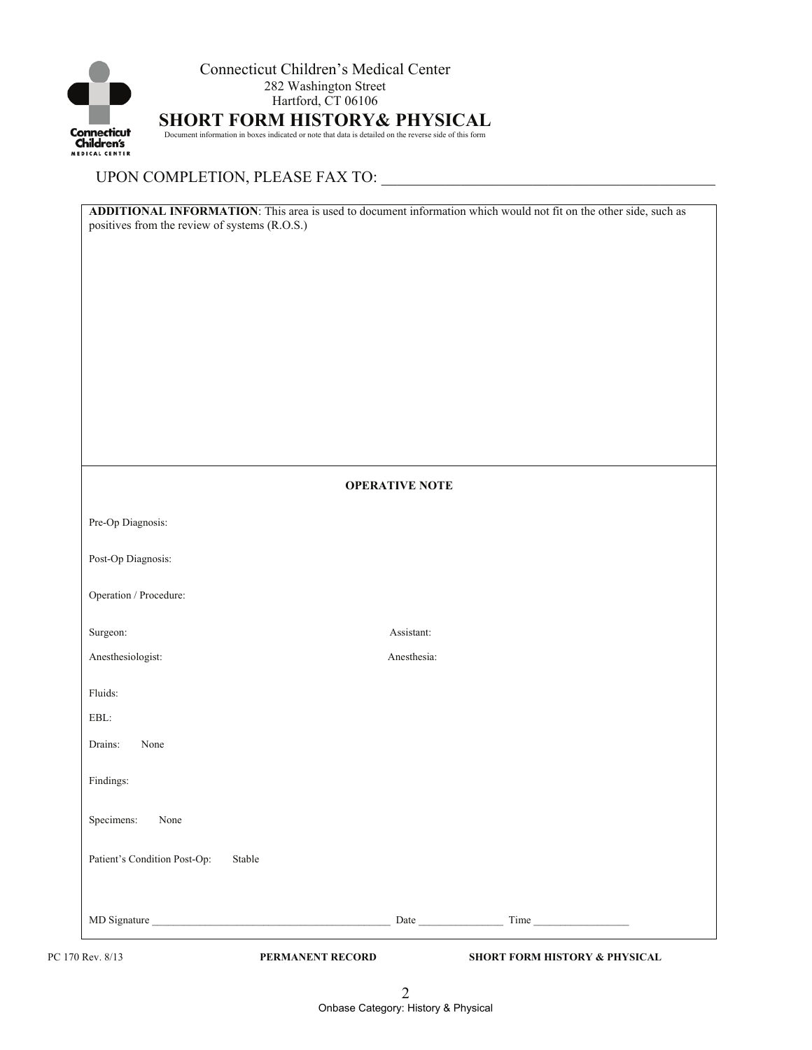Connecticut Children's Medical Center
282 Washington Street
Hartford, CT 06106

# SHORT FORM HISTORY& PHYSICAL

Document information in boxes indicated or note that data is detailed on the reverse side of this form

UPON COMPLETION, PLEASE FAX TO: ____________________________________________

**ADDITIONAL INFORMATION**: This area is used to document information which would not fit on the other side, such as positives from the review of systems (R.O.S.)

## OPERATIVE NOTE

Pre-Op Diagnosis:

Post-Op Diagnosis:

Operation / Procedure:

Surgeon: Assistant:

Anesthesiologist: Anesthesia:

Fluids:

EBL:

Drains: None

Findings:

Specimens: None

Patient's Condition Post-Op: Stable

MD Signature ___________________________________________ Date _______________ Time _________________

PC 170 Rev. 8/13 **PERMANENT RECORD** **SHORT FORM HISTORY & PHYSICAL**

Onbase Category: History & Physical